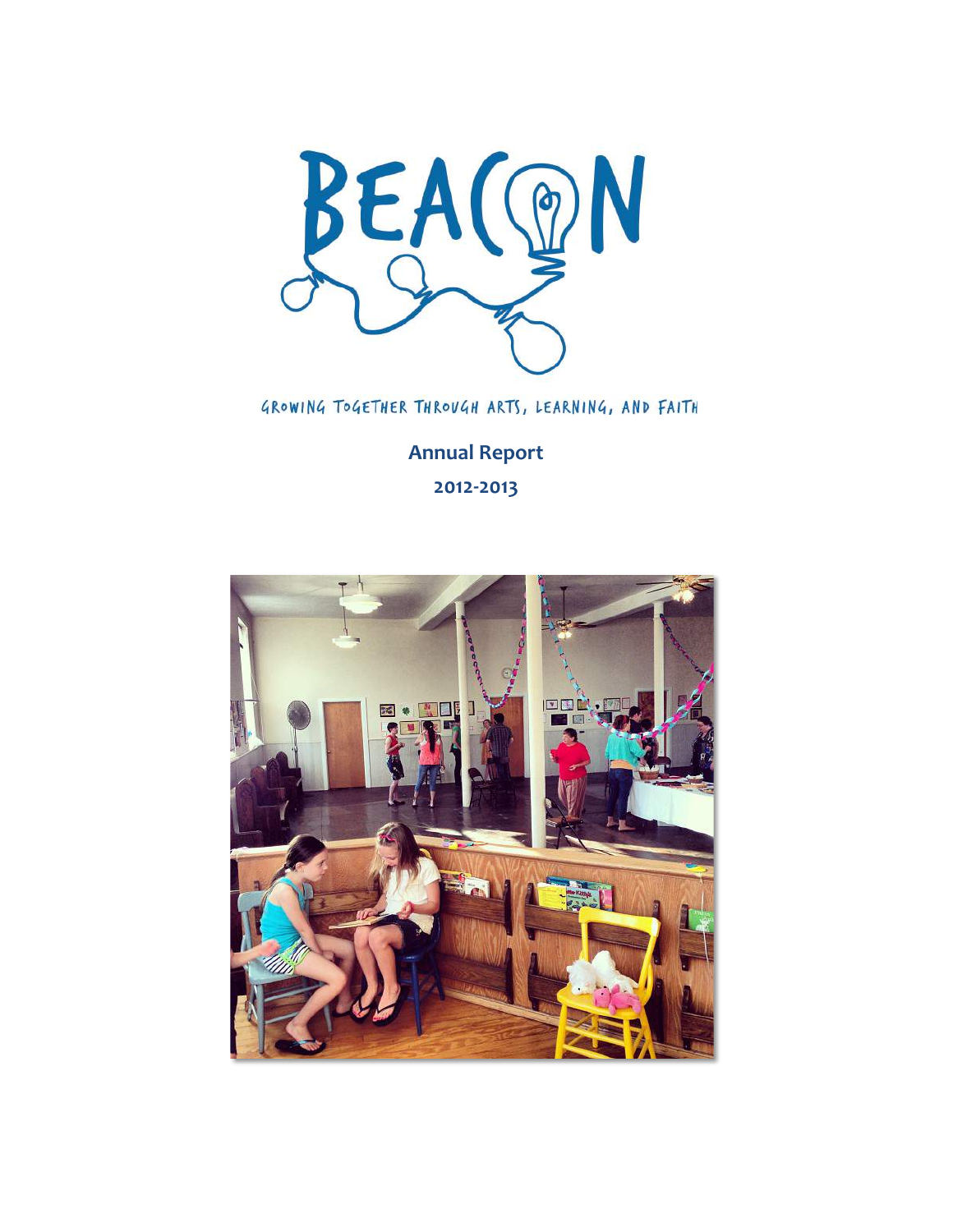# BEACON

GROWING TOGETHER THROUGH ARTS, LEARNING, AND FAITH

**Annual Report**

**2012-2013**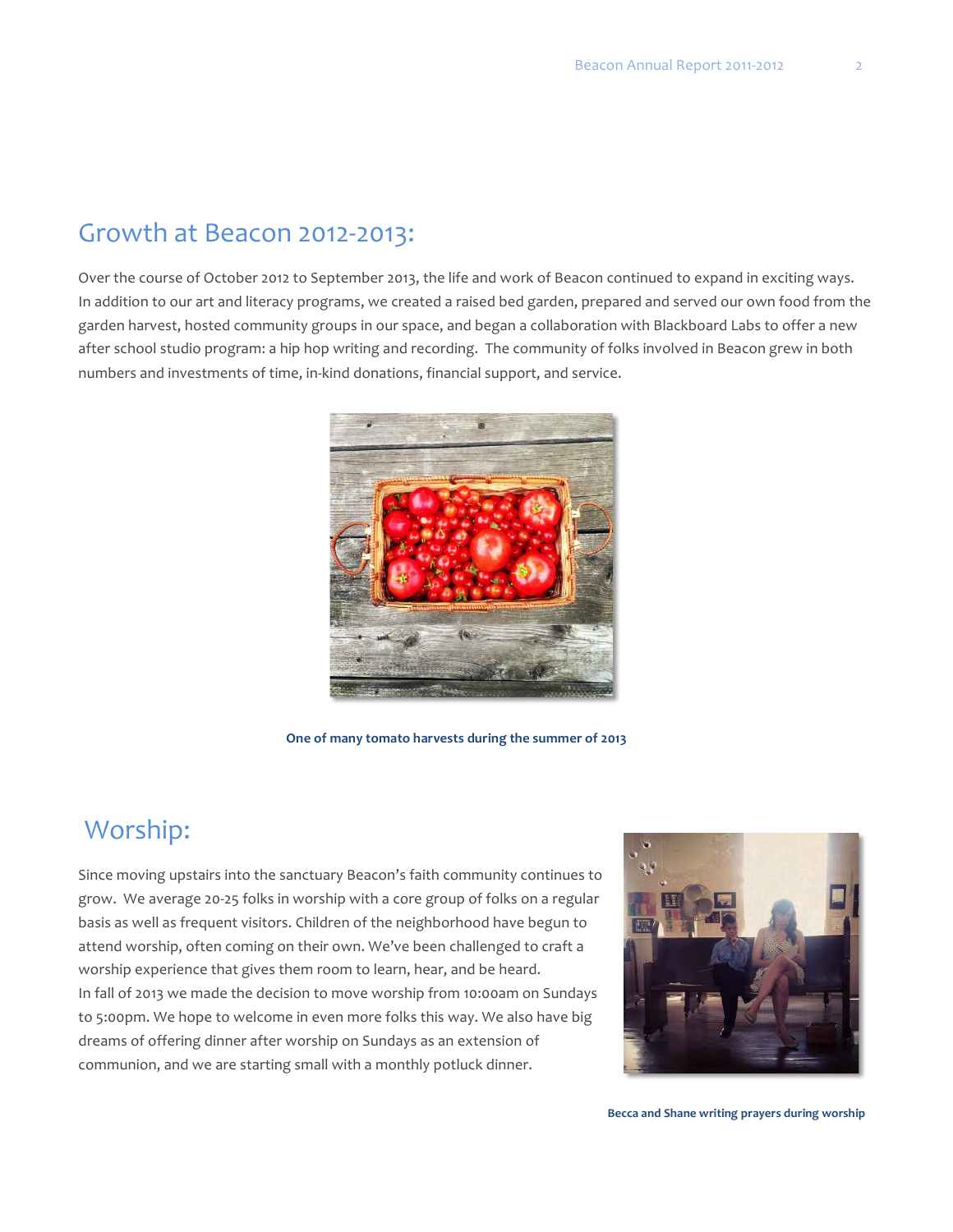## Growth at Beacon 2012-2013:

Over the course of October 2012 to September 2013, the life and work of Beacon continued to expand in exciting ways. In addition to our art and literacy programs, we created a raised bed garden, prepared and served our own food from the garden harvest, hosted community groups in our space, and began a collaboration with Blackboard Labs to offer a new after school studio program: a hip hop writing and recording. The community of folks involved in Beacon grew in both numbers and investments of time, in-kind donations, financial support, and service.

**One of many tomato harvests during the summer of 2013**

## Worship:

Since moving upstairs into the sanctuary Beacon's faith community continues to grow. We average 20-25 folks in worship with a core group of folks on a regular basis as well as frequent visitors. Children of the neighborhood have begun to attend worship, often coming on their own. We've been challenged to craft a worship experience that gives them room to learn, hear, and be heard.
In fall of 2013 we made the decision to move worship from 10:00am on Sundays to 5:00pm. We hope to welcome in even more folks this way. We also have big dreams of offering dinner after worship on Sundays as an extension of communion, and we are starting small with a monthly potluck dinner.

**Becca and Shane writing prayers during worship**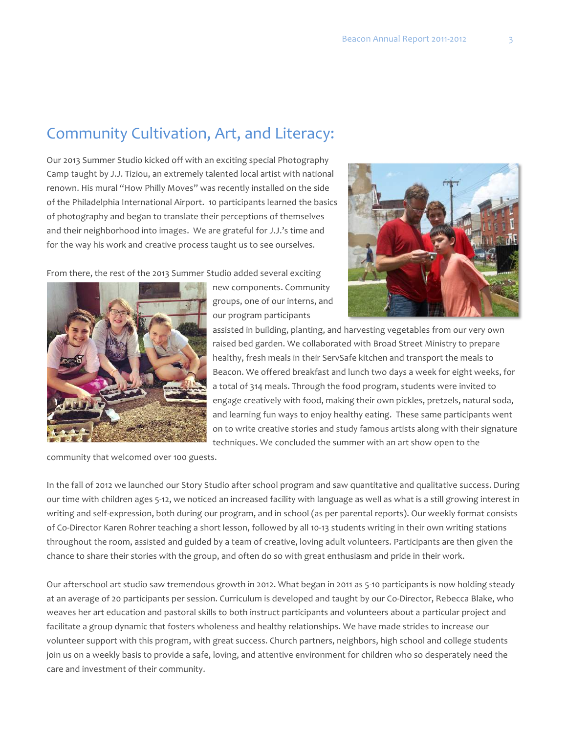# Community Cultivation, Art, and Literacy:

Our 2013 Summer Studio kicked off with an exciting special Photography Camp taught by J.J. Tiziou, an extremely talented local artist with national renown. His mural "How Philly Moves" was recently installed on the side of the Philadelphia International Airport. 10 participants learned the basics of photography and began to translate their perceptions of themselves and their neighborhood into images. We are grateful for J.J.'s time and for the way his work and creative process taught us to see ourselves.

From there, the rest of the 2013 Summer Studio added several exciting new components. Community groups, one of our interns, and our program participants assisted in building, planting, and harvesting vegetables from our very own raised bed garden. We collaborated with Broad Street Ministry to prepare healthy, fresh meals in their ServSafe kitchen and transport the meals to Beacon. We offered breakfast and lunch two days a week for eight weeks, for a total of 314 meals. Through the food program, students were invited to engage creatively with food, making their own pickles, pretzels, natural soda, and learning fun ways to enjoy healthy eating. These same participants went on to write creative stories and study famous artists along with their signature techniques. We concluded the summer with an art show open to the community that welcomed over 100 guests.

In the fall of 2012 we launched our Story Studio after school program and saw quantitative and qualitative success. During our time with children ages 5-12, we noticed an increased facility with language as well as what is a still growing interest in writing and self-expression, both during our program, and in school (as per parental reports). Our weekly format consists of Co-Director Karen Rohrer teaching a short lesson, followed by all 10-13 students writing in their own writing stations throughout the room, assisted and guided by a team of creative, loving adult volunteers. Participants are then given the chance to share their stories with the group, and often do so with great enthusiasm and pride in their work.

Our afterschool art studio saw tremendous growth in 2012. What began in 2011 as 5-10 participants is now holding steady at an average of 20 participants per session. Curriculum is developed and taught by our Co-Director, Rebecca Blake, who weaves her art education and pastoral skills to both instruct participants and volunteers about a particular project and facilitate a group dynamic that fosters wholeness and healthy relationships. We have made strides to increase our volunteer support with this program, with great success. Church partners, neighbors, high school and college students join us on a weekly basis to provide a safe, loving, and attentive environment for children who so desperately need the care and investment of their community.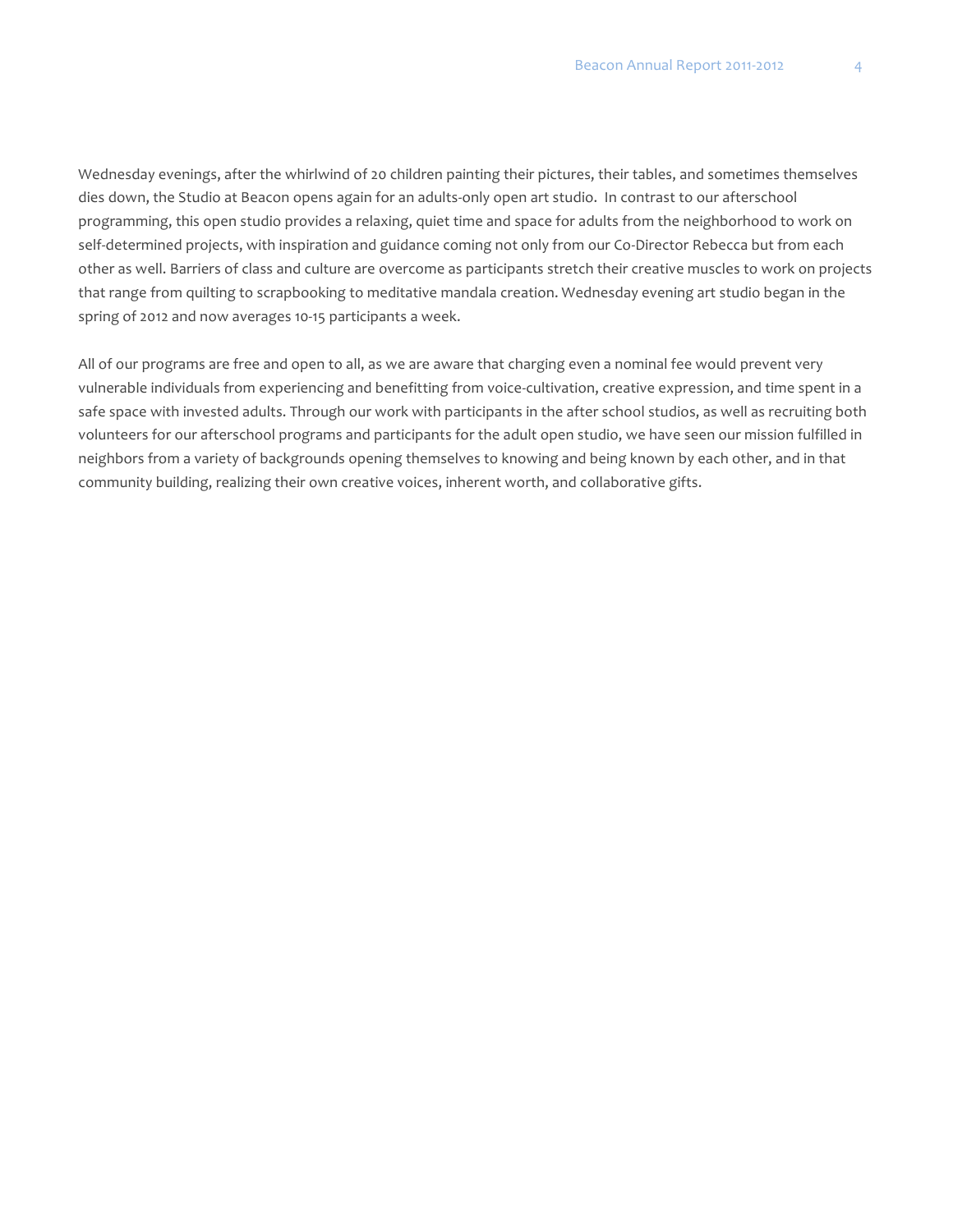Wednesday evenings, after the whirlwind of 20 children painting their pictures, their tables, and sometimes themselves dies down, the Studio at Beacon opens again for an adults-only open art studio. In contrast to our afterschool programming, this open studio provides a relaxing, quiet time and space for adults from the neighborhood to work on self-determined projects, with inspiration and guidance coming not only from our Co-Director Rebecca but from each other as well. Barriers of class and culture are overcome as participants stretch their creative muscles to work on projects that range from quilting to scrapbooking to meditative mandala creation. Wednesday evening art studio began in the spring of 2012 and now averages 10-15 participants a week.

All of our programs are free and open to all, as we are aware that charging even a nominal fee would prevent very vulnerable individuals from experiencing and benefitting from voice-cultivation, creative expression, and time spent in a safe space with invested adults. Through our work with participants in the after school studios, as well as recruiting both volunteers for our afterschool programs and participants for the adult open studio, we have seen our mission fulfilled in neighbors from a variety of backgrounds opening themselves to knowing and being known by each other, and in that community building, realizing their own creative voices, inherent worth, and collaborative gifts.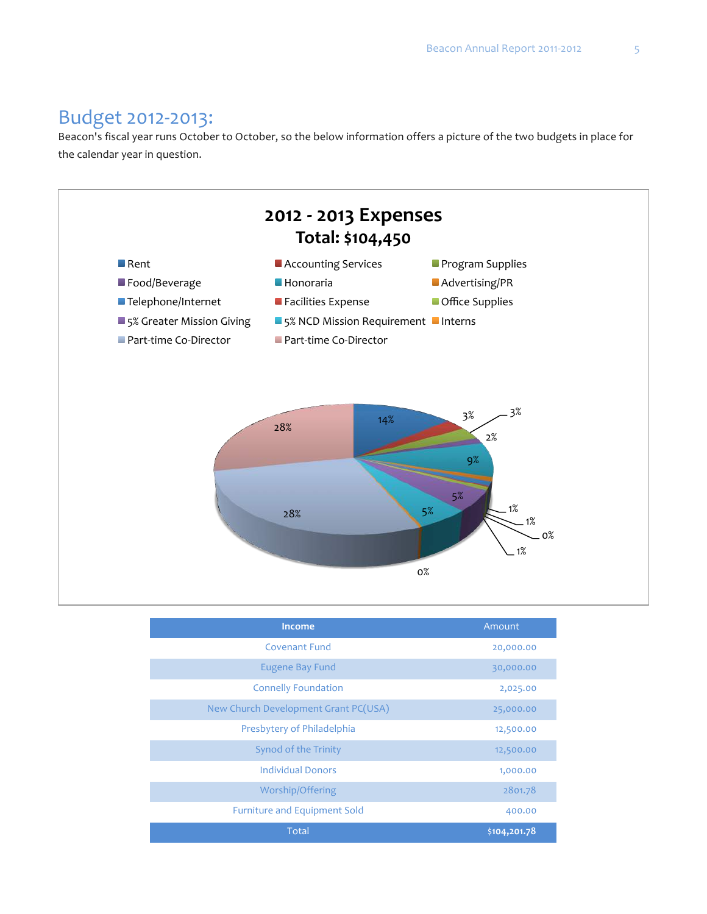## Budget 2012-2013:

Beacon's fiscal year runs October to October, so the below information offers a picture of the two budgets in place for the calendar year in question.

**2012 - 2013 Expenses**
**Total: $104,450**

| Income | Amount |
|---|---|
| Covenant Fund | 20,000.00 |
| Eugene Bay Fund | 30,000.00 |
| Connelly Foundation | 2,025.00 |
| New Church Development Grant PC(USA) | 25,000.00 |
| Presbytery of Philadelphia | 12,500.00 |
| Synod of the Trinity | 12,500.00 |
| Individual Donors | 1,000.00 |
| Worship/Offering | 2801.78 |
| Furniture and Equipment Sold | 400.00 |
| Total | **$104,201.78** |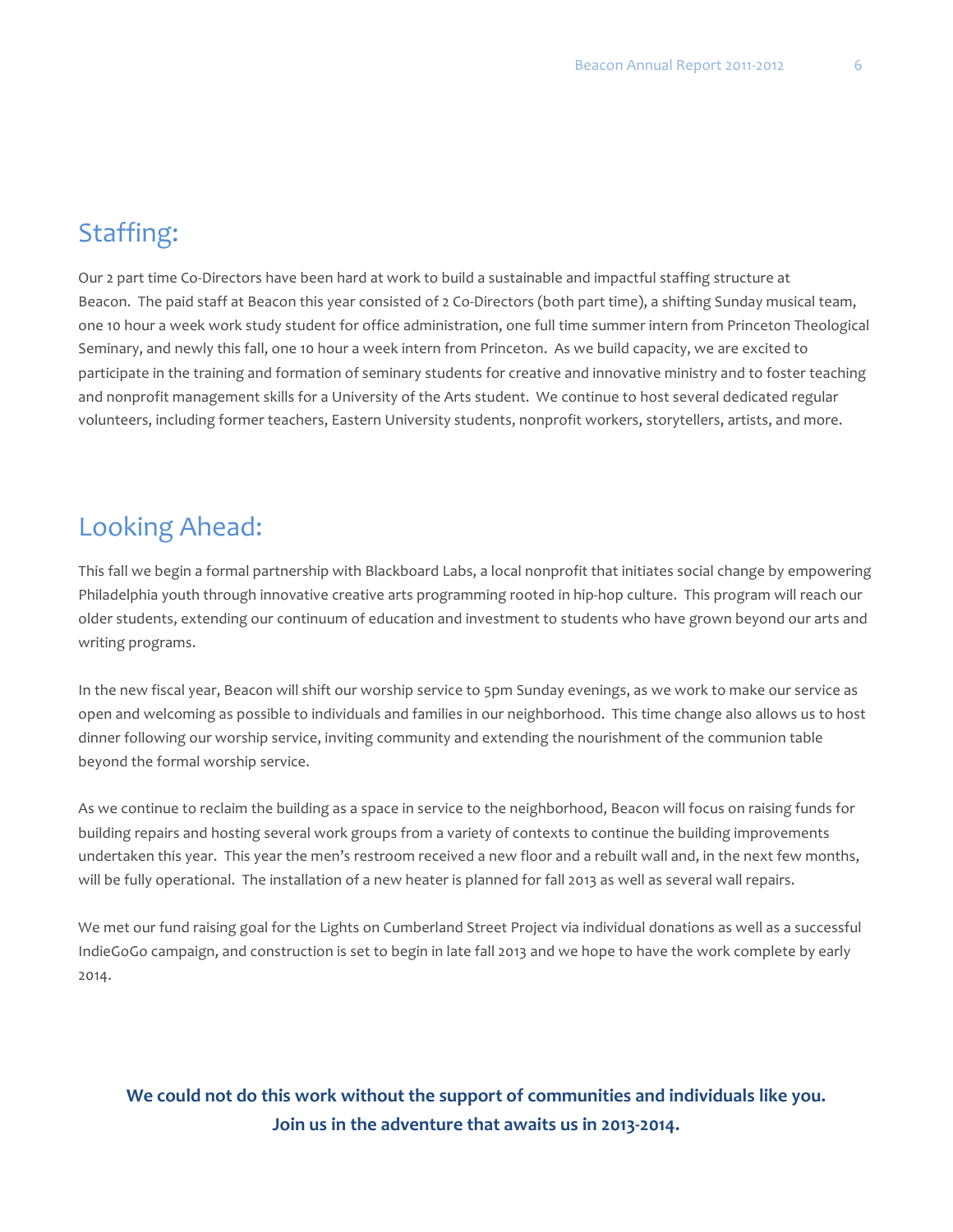## Staffing:

Our 2 part time Co-Directors have been hard at work to build a sustainable and impactful staffing structure at Beacon. The paid staff at Beacon this year consisted of 2 Co-Directors (both part time), a shifting Sunday musical team, one 10 hour a week work study student for office administration, one full time summer intern from Princeton Theological Seminary, and newly this fall, one 10 hour a week intern from Princeton. As we build capacity, we are excited to participate in the training and formation of seminary students for creative and innovative ministry and to foster teaching and nonprofit management skills for a University of the Arts student. We continue to host several dedicated regular volunteers, including former teachers, Eastern University students, nonprofit workers, storytellers, artists, and more.

## Looking Ahead:

This fall we begin a formal partnership with Blackboard Labs, a local nonprofit that initiates social change by empowering Philadelphia youth through innovative creative arts programming rooted in hip-hop culture. This program will reach our older students, extending our continuum of education and investment to students who have grown beyond our arts and writing programs.

In the new fiscal year, Beacon will shift our worship service to 5pm Sunday evenings, as we work to make our service as open and welcoming as possible to individuals and families in our neighborhood. This time change also allows us to host dinner following our worship service, inviting community and extending the nourishment of the communion table beyond the formal worship service.

As we continue to reclaim the building as a space in service to the neighborhood, Beacon will focus on raising funds for building repairs and hosting several work groups from a variety of contexts to continue the building improvements undertaken this year. This year the men's restroom received a new floor and a rebuilt wall and, in the next few months, will be fully operational. The installation of a new heater is planned for fall 2013 as well as several wall repairs.

We met our fund raising goal for the Lights on Cumberland Street Project via individual donations as well as a successful IndieGoGo campaign, and construction is set to begin in late fall 2013 and we hope to have the work complete by early 2014.

**We could not do this work without the support of communities and individuals like you.**
**Join us in the adventure that awaits us in 2013-2014.**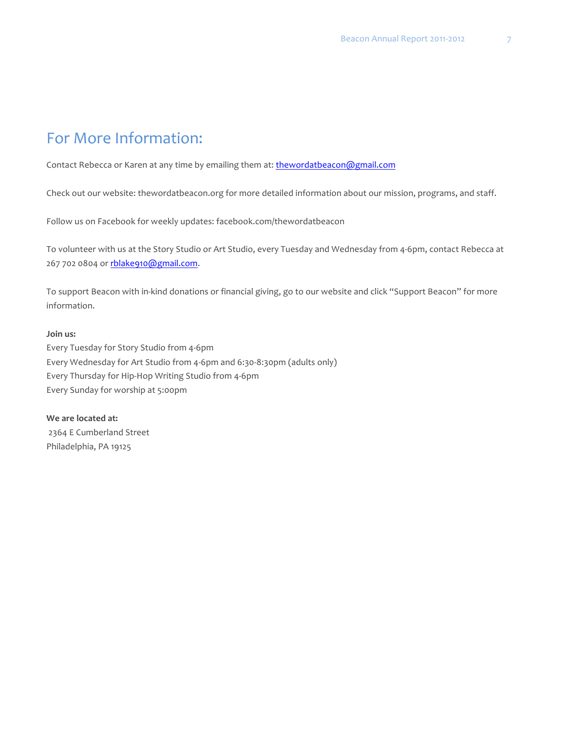# For More Information:

Contact Rebecca or Karen at any time by emailing them at: thewordatbeacon@gmail.com

Check out our website: thewordatbeacon.org for more detailed information about our mission, programs, and staff.

Follow us on Facebook for weekly updates: facebook.com/thewordatbeacon

To volunteer with us at the Story Studio or Art Studio, every Tuesday and Wednesday from 4-6pm, contact Rebecca at 267 702 0804 or rblake910@gmail.com.

To support Beacon with in-kind donations or financial giving, go to our website and click "Support Beacon" for more information.

**Join us:**
Every Tuesday for Story Studio from 4-6pm
Every Wednesday for Art Studio from 4-6pm and 6:30-8:30pm (adults only)
Every Thursday for Hip-Hop Writing Studio from 4-6pm
Every Sunday for worship at 5:00pm

**We are located at:**
2364 E Cumberland Street
Philadelphia, PA 19125